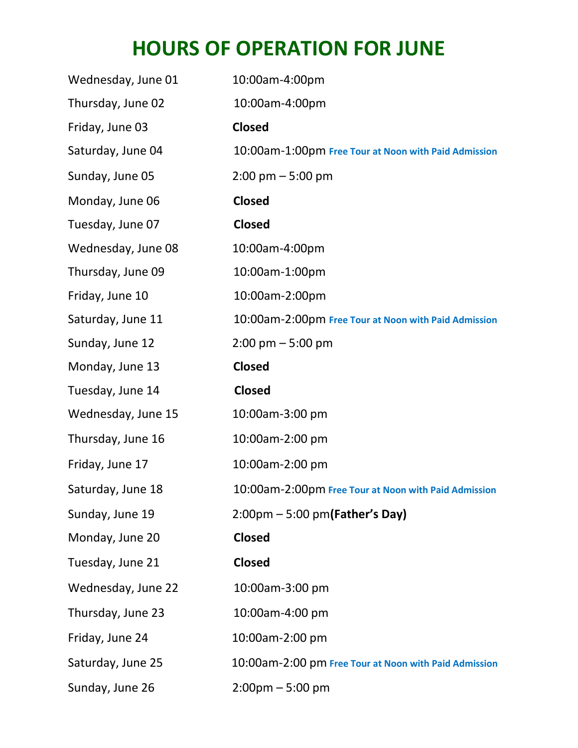# HOURS OF OPERATION FOR JUNE

| | |
|---|---|
| Wednesday, June 01 | 10:00am-4:00pm |
| Thursday, June 02 | 10:00am-4:00pm |
| Friday, June 03 | **Closed** |
| Saturday, June 04 | 10:00am-1:00pm **Free Tour at Noon with Paid Admission** |
| Sunday, June 05 | 2:00 pm – 5:00 pm |
| Monday, June 06 | **Closed** |
| Tuesday, June 07 | **Closed** |
| Wednesday, June 08 | 10:00am-4:00pm |
| Thursday, June 09 | 10:00am-1:00pm |
| Friday, June 10 | 10:00am-2:00pm |
| Saturday, June 11 | 10:00am-2:00pm **Free Tour at Noon with Paid Admission** |
| Sunday, June 12 | 2:00 pm – 5:00 pm |
| Monday, June 13 | **Closed** |
| Tuesday, June 14 | **Closed** |
| Wednesday, June 15 | 10:00am-3:00 pm |
| Thursday, June 16 | 10:00am-2:00 pm |
| Friday, June 17 | 10:00am-2:00 pm |
| Saturday, June 18 | 10:00am-2:00pm **Free Tour at Noon with Paid Admission** |
| Sunday, June 19 | 2:00pm – 5:00 pm**(Father's Day)** |
| Monday, June 20 | **Closed** |
| Tuesday, June 21 | **Closed** |
| Wednesday, June 22 | 10:00am-3:00 pm |
| Thursday, June 23 | 10:00am-4:00 pm |
| Friday, June 24 | 10:00am-2:00 pm |
| Saturday, June 25 | 10:00am-2:00 pm **Free Tour at Noon with Paid Admission** |
| Sunday, June 26 | 2:00pm – 5:00 pm |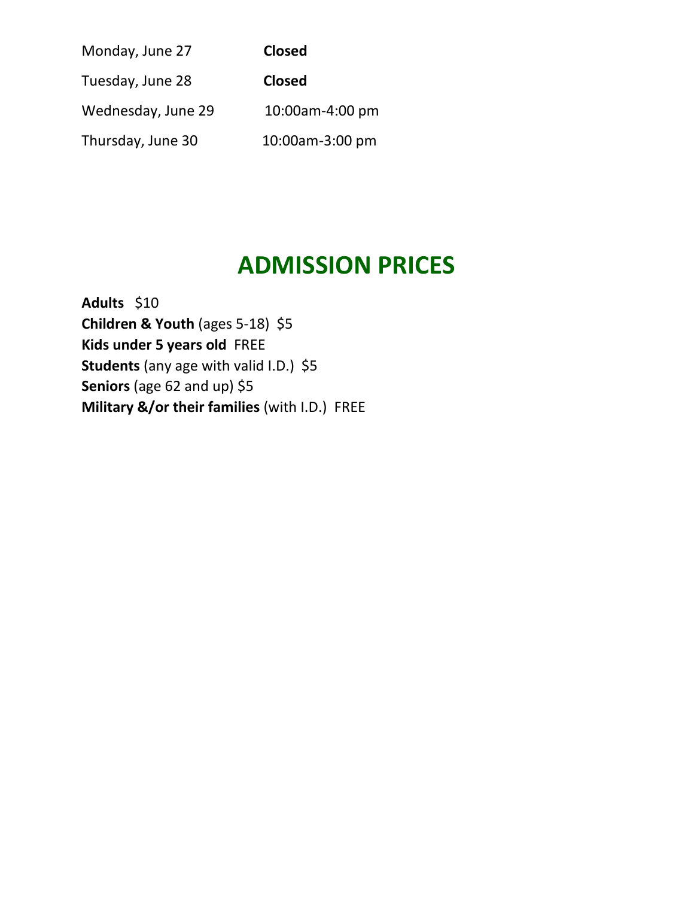| | |
|---|---|
| Monday, June 27 | **Closed** |
| Tuesday, June 28 | **Closed** |
| Wednesday, June 29 | 10:00am-4:00 pm |
| Thursday, June 30 | 10:00am-3:00 pm |

# ADMISSION PRICES

**Adults** $10
**Children & Youth** (ages 5-18) $5
**Kids under 5 years old** FREE
**Students** (any age with valid I.D.) $5
**Seniors** (age 62 and up) $5
**Military &/or their families** (with I.D.) FREE